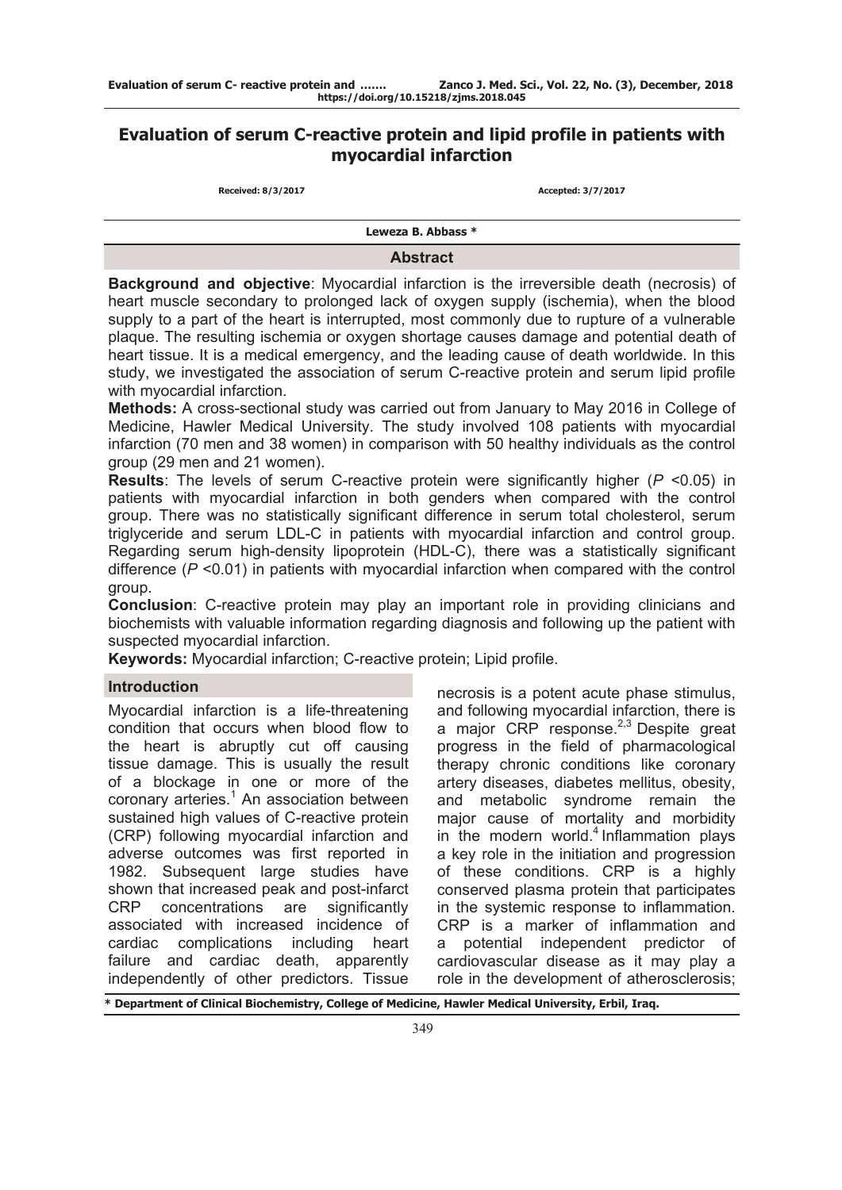# Evaluation of serum C-reactive protein and lipid profile in patients with myocardial infarction

**Received: 8/3/2017** **Accepted: 3/7/2017**

**Leweza B. Abbass ***

## Abstract

**Background and objective**: Myocardial infarction is the irreversible death (necrosis) of heart muscle secondary to prolonged lack of oxygen supply (ischemia), when the blood supply to a part of the heart is interrupted, most commonly due to rupture of a vulnerable plaque. The resulting ischemia or oxygen shortage causes damage and potential death of heart tissue. It is a medical emergency, and the leading cause of death worldwide. In this study, we investigated the association of serum C-reactive protein and serum lipid profile with myocardial infarction.

**Methods:** A cross-sectional study was carried out from January to May 2016 in College of Medicine, Hawler Medical University. The study involved 108 patients with myocardial infarction (70 men and 38 women) in comparison with 50 healthy individuals as the control group (29 men and 21 women).

**Results**: The levels of serum C-reactive protein were significantly higher ($P < 0.05$) in patients with myocardial infarction in both genders when compared with the control group. There was no statistically significant difference in serum total cholesterol, serum triglyceride and serum LDL-C in patients with myocardial infarction and control group. Regarding serum high-density lipoprotein (HDL-C), there was a statistically significant difference ($P < 0.01$) in patients with myocardial infarction when compared with the control group.

**Conclusion**: C-reactive protein may play an important role in providing clinicians and biochemists with valuable information regarding diagnosis and following up the patient with suspected myocardial infarction.

**Keywords:** Myocardial infarction; C-reactive protein; Lipid profile.

## Introduction

Myocardial infarction is a life-threatening condition that occurs when blood flow to the heart is abruptly cut off causing tissue damage. This is usually the result of a blockage in one or more of the coronary arteries.[1] An association between sustained high values of C-reactive protein (CRP) following myocardial infarction and adverse outcomes was first reported in 1982. Subsequent large studies have shown that increased peak and post-infarct CRP concentrations are significantly associated with increased incidence of cardiac complications including heart failure and cardiac death, apparently independently of other predictors. Tissue necrosis is a potent acute phase stimulus, and following myocardial infarction, there is a major CRP response.[2,3] Despite great progress in the field of pharmacological therapy chronic conditions like coronary artery diseases, diabetes mellitus, obesity, and metabolic syndrome remain the major cause of mortality and morbidity in the modern world.[4] Inflammation plays a key role in the initiation and progression of these conditions. CRP is a highly conserved plasma protein that participates in the systemic response to inflammation. CRP is a marker of inflammation and a potential independent predictor of cardiovascular disease as it may play a role in the development of atherosclerosis;

\* Department of Clinical Biochemistry, College of Medicine, Hawler Medical University, Erbil, Iraq.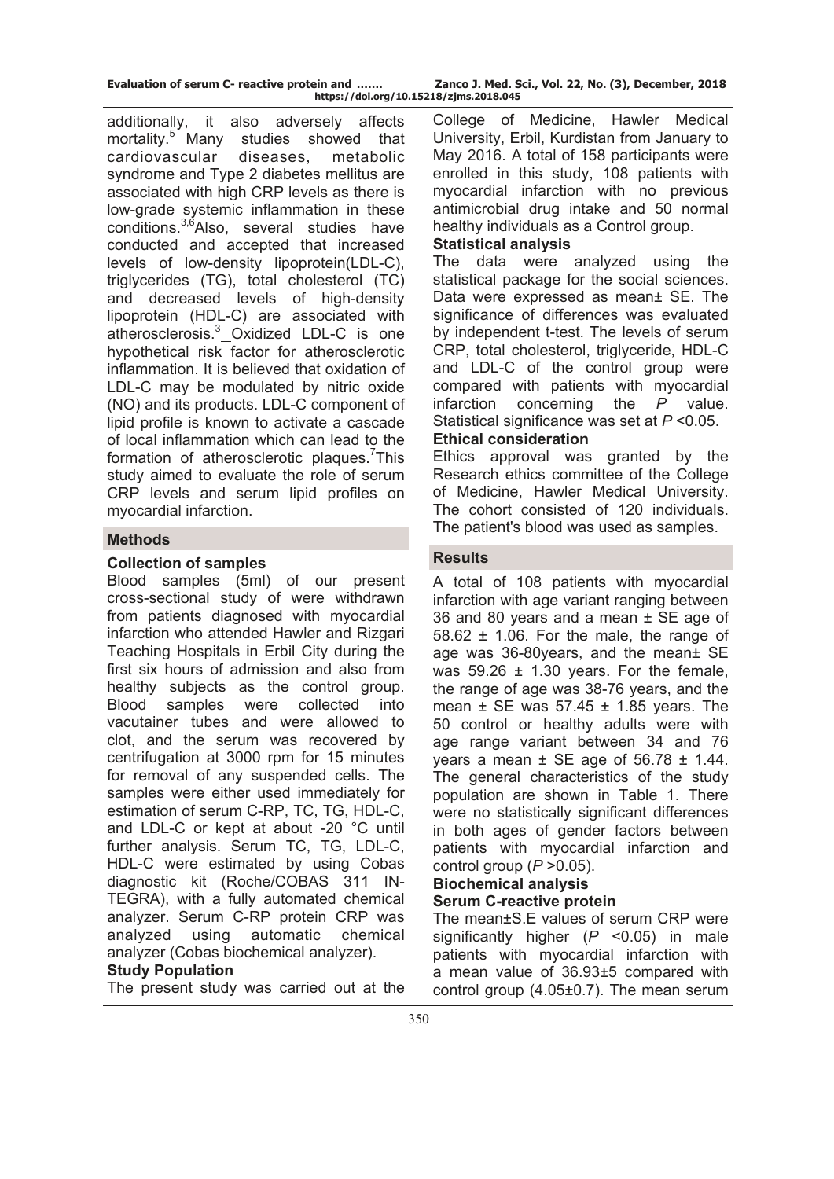additionally, it also adversely affects mortality.[5] Many studies showed that cardiovascular diseases, metabolic syndrome and Type 2 diabetes mellitus are associated with high CRP levels as there is low-grade systemic inflammation in these conditions.[3,6] Also, several studies have conducted and accepted that increased levels of low-density lipoprotein(LDL-C), triglycerides (TG), total cholesterol (TC) and decreased levels of high-density lipoprotein (HDL-C) are associated with atherosclerosis.[3] Oxidized LDL-C is one hypothetical risk factor for atherosclerotic inflammation. It is believed that oxidation of LDL-C may be modulated by nitric oxide (NO) and its products. LDL-C component of lipid profile is known to activate a cascade of local inflammation which can lead to the formation of atherosclerotic plaques.[7] This study aimed to evaluate the role of serum CRP levels and serum lipid profiles on myocardial infarction.

## Methods

### Collection of samples

Blood samples (5ml) of our present cross-sectional study of were withdrawn from patients diagnosed with myocardial infarction who attended Hawler and Rizgari Teaching Hospitals in Erbil City during the first six hours of admission and also from healthy subjects as the control group. Blood samples were collected into vacutainer tubes and were allowed to clot, and the serum was recovered by centrifugation at 3000 rpm for 15 minutes for removal of any suspended cells. The samples were either used immediately for estimation of serum C-RP, TC, TG, HDL-C, and LDL-C or kept at about -20 °C until further analysis. Serum TC, TG, LDL-C, HDL-C were estimated by using Cobas diagnostic kit (Roche/COBAS 311 IN-TEGRA), with a fully automated chemical analyzer. Serum C-RP protein CRP was analyzed using automatic chemical analyzer (Cobas biochemical analyzer).

### Study Population

The present study was carried out at the College of Medicine, Hawler Medical University, Erbil, Kurdistan from January to May 2016. A total of 158 participants were enrolled in this study, 108 patients with myocardial infarction with no previous antimicrobial drug intake and 50 normal healthy individuals as a Control group.

### Statistical analysis

The data were analyzed using the statistical package for the social sciences. Data were expressed as mean± SE. The significance of differences was evaluated by independent t-test. The levels of serum CRP, total cholesterol, triglyceride, HDL-C and LDL-C of the control group were compared with patients with myocardial infarction concerning the *P* value. Statistical significance was set at $P < 0.05$.

### Ethical consideration

Ethics approval was granted by the Research ethics committee of the College of Medicine, Hawler Medical University. The cohort consisted of 120 individuals. The patient's blood was used as samples.

## Results

A total of 108 patients with myocardial infarction with age variant ranging between 36 and 80 years and a mean ± SE age of 58.62 ± 1.06. For the male, the range of age was 36-80years, and the mean± SE was 59.26 ± 1.30 years. For the female, the range of age was 38-76 years, and the mean ± SE was 57.45 ± 1.85 years. The 50 control or healthy adults were with age range variant between 34 and 76 years a mean ± SE age of 56.78 ± 1.44. The general characteristics of the study population are shown in Table 1. There were no statistically significant differences in both ages of gender factors between patients with myocardial infarction and control group ($P > 0.05$).

### Biochemical analysis

### Serum C-reactive protein

The mean±S.E values of serum CRP were significantly higher ($P < 0.05$) in male patients with myocardial infarction with a mean value of 36.93±5 compared with control group (4.05±0.7). The mean serum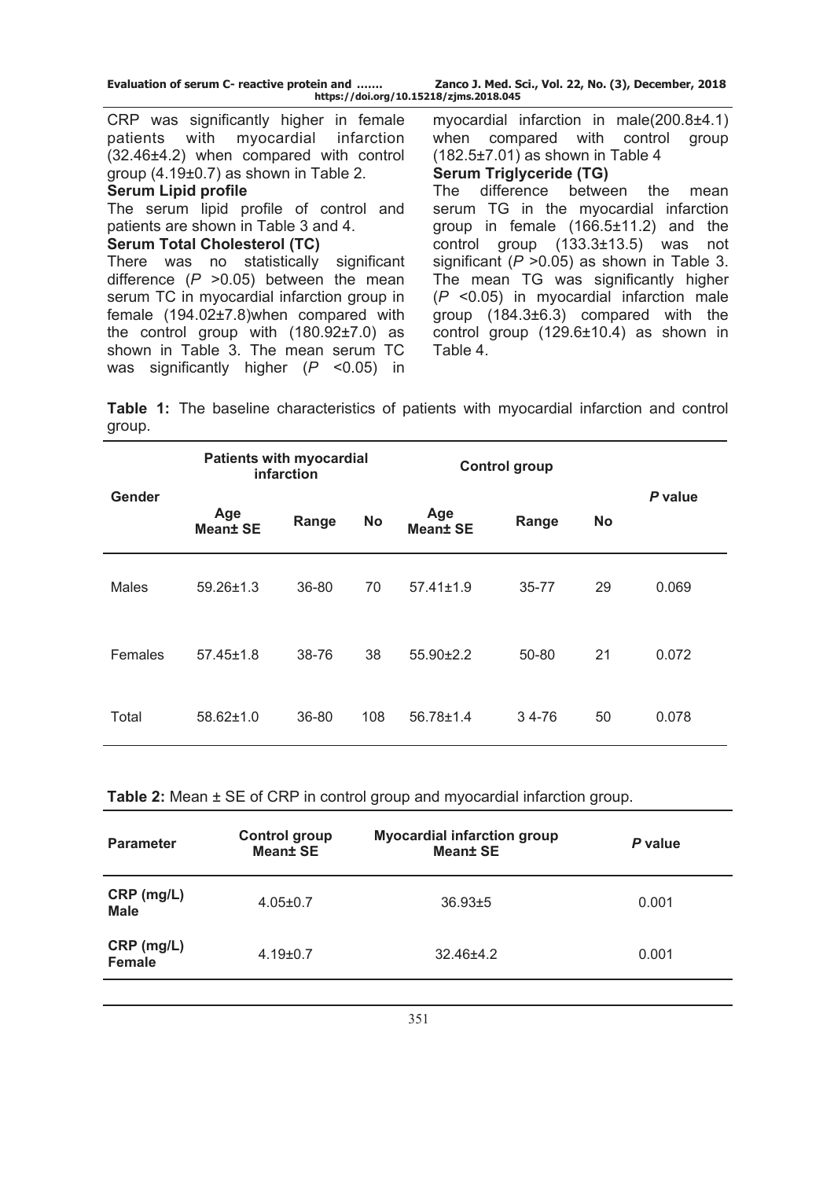CRP was significantly higher in female patients with myocardial infarction (32.46±4.2) when compared with control group (4.19±0.7) as shown in Table 2.

**Serum Lipid profile**

The serum lipid profile of control and patients are shown in Table 3 and 4.

**Serum Total Cholesterol (TC)**

There was no statistically significant difference ($P$ >0.05) between the mean serum TC in myocardial infarction group in female (194.02±7.8)when compared with the control group with (180.92±7.0) as shown in Table 3. The mean serum TC was significantly higher ($P$ <0.05) in myocardial infarction in male(200.8±4.1) when compared with control group (182.5±7.01) as shown in Table 4

**Serum Triglyceride (TG)**

The difference between the mean serum TG in the myocardial infarction group in female (166.5±11.2) and the control group (133.3±13.5) was not significant ($P$ >0.05) as shown in Table 3. The mean TG was significantly higher ($P$ <0.05) in myocardial infarction male group (184.3±6.3) compared with the control group (129.6±10.4) as shown in Table 4.

**Table 1:** The baseline characteristics of patients with myocardial infarction and control group.

| Gender | Patients with myocardial infarction | | | Control group | | | *P* value |
|---|---|---|---|---|---|---|---|
| | Age Mean± SE | Range | No | Age Mean± SE | Range | No | |
| Males | 59.26±1.3 | 36-80 | 70 | 57.41±1.9 | 35-77 | 29 | 0.069 |
| Females | 57.45±1.8 | 38-76 | 38 | 55.90±2.2 | 50-80 | 21 | 0.072 |
| Total | 58.62±1.0 | 36-80 | 108 | 56.78±1.4 | 3 4-76 | 50 | 0.078 |

**Table 2:** Mean ± SE of CRP in control group and myocardial infarction group.

| Parameter | Control group Mean± SE | Myocardial infarction group Mean± SE | *P* value |
|---|---|---|---|
| **CRP (mg/L) Male** | 4.05±0.7 | 36.93±5 | 0.001 |
| **CRP (mg/L) Female** | 4.19±0.7 | 32.46±4.2 | 0.001 |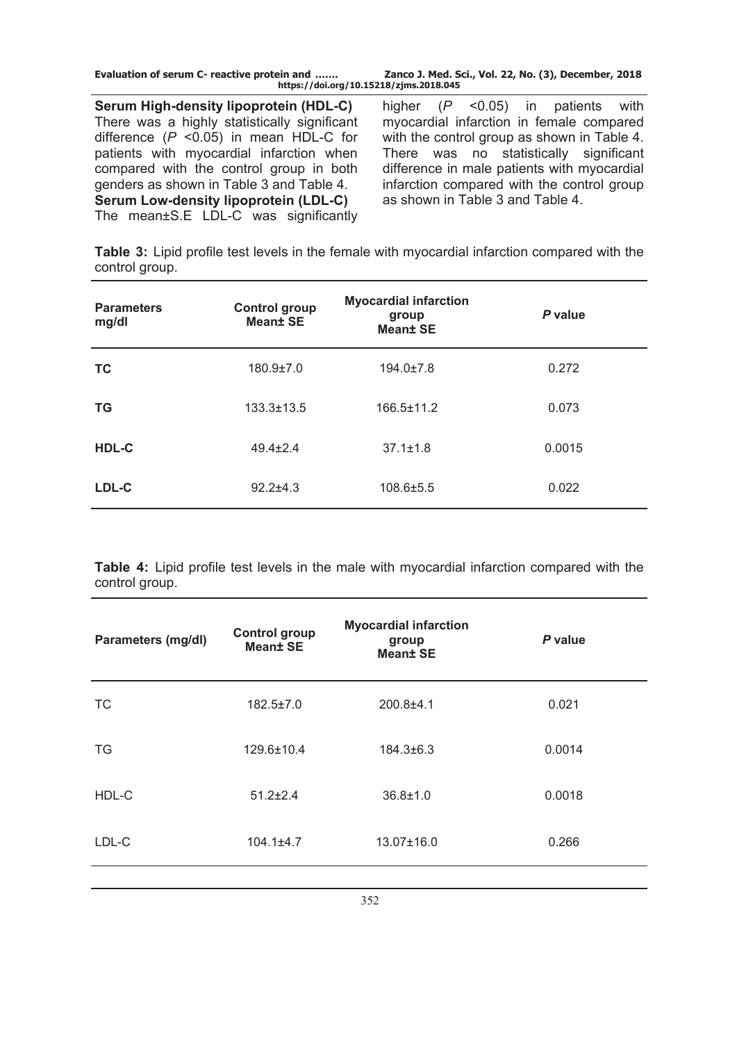**Serum High-density lipoprotein (HDL-C)**

There was a highly statistically significant difference ($P$ <0.05) in mean HDL-C for patients with myocardial infarction when compared with the control group in both genders as shown in Table 3 and Table 4.

**Serum Low-density lipoprotein (LDL-C)**

The mean±S.E LDL-C was significantly higher ($P$ <0.05) in patients with myocardial infarction in female compared with the control group as shown in Table 4. There was no statistically significant difference in male patients with myocardial infarction compared with the control group as shown in Table 3 and Table 4.

**Table 3:** Lipid profile test levels in the female with myocardial infarction compared with the control group.

| Parameters mg/dl | Control group Mean± SE | Myocardial infarction group Mean± SE | *P* value |
|---|---|---|---|
| **TC** | 180.9±7.0 | 194.0±7.8 | 0.272 |
| **TG** | 133.3±13.5 | 166.5±11.2 | 0.073 |
| **HDL-C** | 49.4±2.4 | 37.1±1.8 | 0.0015 |
| **LDL-C** | 92.2±4.3 | 108.6±5.5 | 0.022 |

**Table 4:** Lipid profile test levels in the male with myocardial infarction compared with the control group.

| Parameters (mg/dl) | Control group Mean± SE | Myocardial infarction group Mean± SE | *P* value |
|---|---|---|---|
| TC | 182.5±7.0 | 200.8±4.1 | 0.021 |
| TG | 129.6±10.4 | 184.3±6.3 | 0.0014 |
| HDL-C | 51.2±2.4 | 36.8±1.0 | 0.0018 |
| LDL-C | 104.1±4.7 | 13.07±16.0 | 0.266 |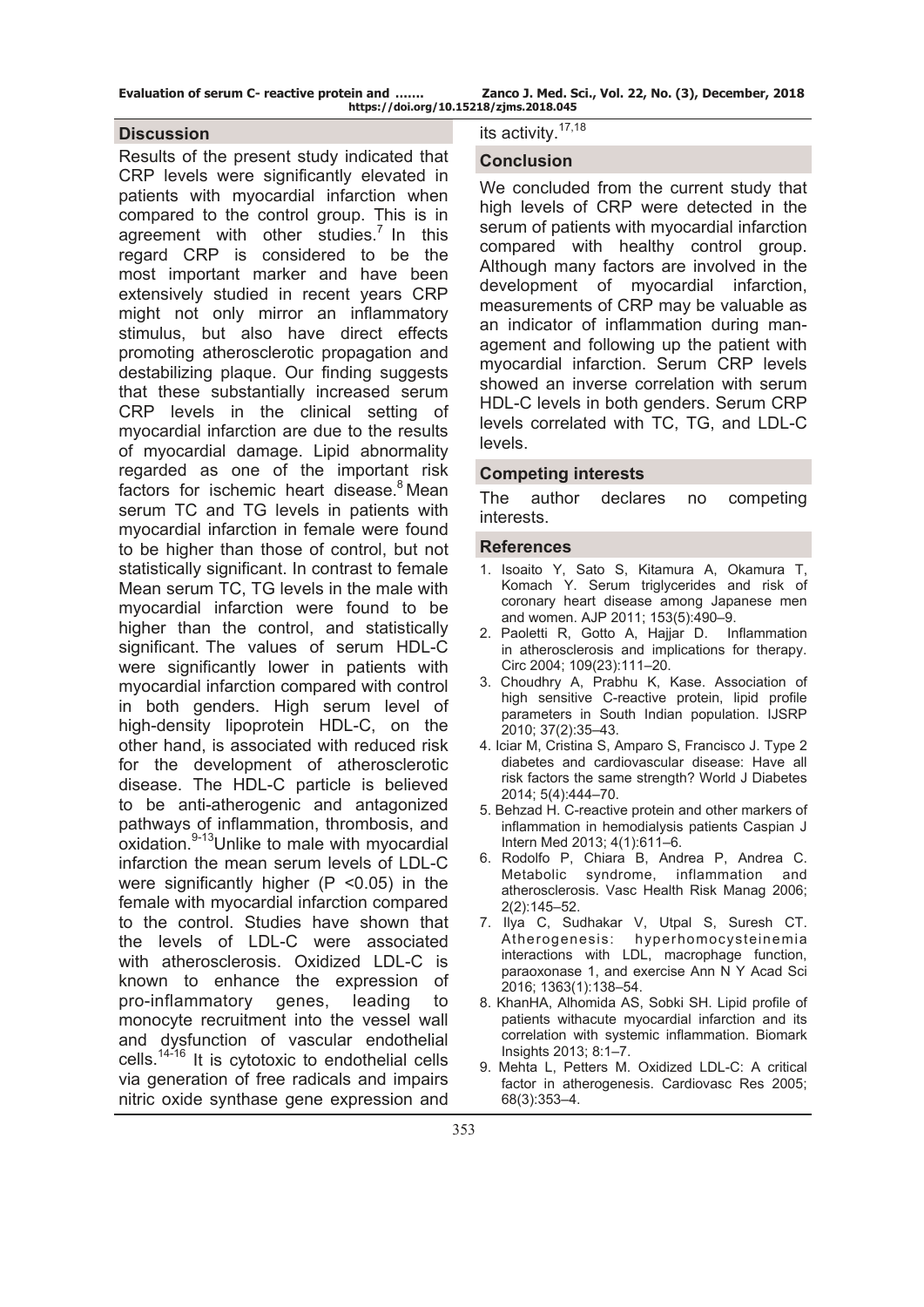## Discussion

Results of the present study indicated that CRP levels were significantly elevated in patients with myocardial infarction when compared to the control group. This is in agreement with other studies.[7] In this regard CRP is considered to be the most important marker and have been extensively studied in recent years CRP might not only mirror an inflammatory stimulus, but also have direct effects promoting atherosclerotic propagation and destabilizing plaque. Our finding suggests that these substantially increased serum CRP levels in the clinical setting of myocardial infarction are due to the results of myocardial damage. Lipid abnormality regarded as one of the important risk factors for ischemic heart disease.[8] Mean serum TC and TG levels in patients with myocardial infarction in female were found to be higher than those of control, but not statistically significant. In contrast to female Mean serum TC, TG levels in the male with myocardial infarction were found to be higher than the control, and statistically significant. The values of serum HDL-C were significantly lower in patients with myocardial infarction compared with control in both genders. High serum level of high-density lipoprotein HDL-C, on the other hand, is associated with reduced risk for the development of atherosclerotic disease. The HDL-C particle is believed to be anti-atherogenic and antagonized pathways of inflammation, thrombosis, and oxidation.[9-13] Unlike to male with myocardial infarction the mean serum levels of LDL-C were significantly higher ($P < 0.05$) in the female with myocardial infarction compared to the control. Studies have shown that the levels of LDL-C were associated with atherosclerosis. Oxidized LDL-C is known to enhance the expression of pro-inflammatory genes, leading to monocyte recruitment into the vessel wall and dysfunction of vascular endothelial cells.[14-16] It is cytotoxic to endothelial cells via generation of free radicals and impairs nitric oxide synthase gene expression and its activity.[17,18]

## Conclusion

We concluded from the current study that high levels of CRP were detected in the serum of patients with myocardial infarction compared with healthy control group. Although many factors are involved in the development of myocardial infarction, measurements of CRP may be valuable as an indicator of inflammation during management and following up the patient with myocardial infarction. Serum CRP levels showed an inverse correlation with serum HDL-C levels in both genders. Serum CRP levels correlated with TC, TG, and LDL-C levels.

## Competing interests

The author declares no competing interests.

## References

1. Isoaito Y, Sato S, Kitamura A, Okamura T, Komach Y. Serum triglycerides and risk of coronary heart disease among Japanese men and women. AJP 2011; 153(5):490–9.
2. Paoletti R, Gotto A, Hajjar D. Inflammation in atherosclerosis and implications for therapy. Circ 2004; 109(23):111–20.
3. Choudhry A, Prabhu K, Kase. Association of high sensitive C-reactive protein, lipid profile parameters in South Indian population. IJSRP 2010; 37(2):35–43.
4. Iciar M, Cristina S, Amparo S, Francisco J. Type 2 diabetes and cardiovascular disease: Have all risk factors the same strength? World J Diabetes 2014; 5(4):444–70.
5. Behzad H. C-reactive protein and other markers of inflammation in hemodialysis patients Caspian J Intern Med 2013; 4(1):611–6.
6. Rodolfo P, Chiara B, Andrea P, Andrea C. Metabolic syndrome, inflammation and atherosclerosis. Vasc Health Risk Manag 2006; 2(2):145–52.
7. Ilya C, Sudhakar V, Utpal S, Suresh CT. Atherogenesis: hyperhomocysteinemia interactions with LDL, macrophage function, paraoxonase 1, and exercise Ann N Y Acad Sci 2016; 1363(1):138–54.
8. KhanHA, Alhomida AS, Sobki SH. Lipid profile of patients withacute myocardial infarction and its correlation with systemic inflammation. Biomark Insights 2013; 8:1–7.
9. Mehta L, Petters M. Oxidized LDL-C: A critical factor in atherogenesis. Cardiovasc Res 2005; 68(3):353–4.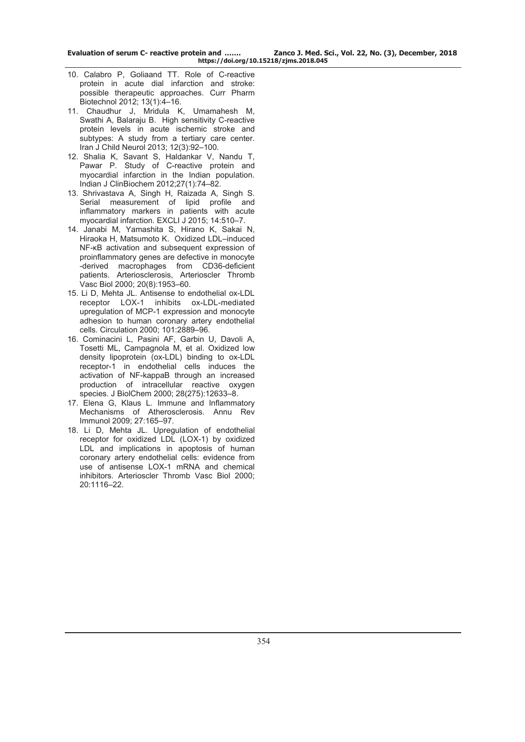10. Calabro P, Goliaand TT. Role of C-reactive protein in acute dial infarction and stroke: possible therapeutic approaches. Curr Pharm Biotechnol 2012; 13(1):4–16.
11. Chaudhur J, Mridula K, Umamahesh M, Swathi A, Balaraju B. High sensitivity C-reactive protein levels in acute ischemic stroke and subtypes: A study from a tertiary care center. Iran J Child Neurol 2013; 12(3):92–100.
12. Shalia K, Savant S, Haldankar V, Nandu T, Pawar P. Study of C-reactive protein and myocardial infarction in the Indian population. Indian J ClinBiochem 2012;27(1):74–82.
13. Shrivastava A, Singh H, Raizada A, Singh S. Serial measurement of lipid profile and inflammatory markers in patients with acute myocardial infarction. EXCLI J 2015; 14:510–7.
14. Janabi M, Yamashita S, Hirano K, Sakai N, Hiraoka H, Matsumoto K. Oxidized LDL–induced NF-κB activation and subsequent expression of proinflammatory genes are defective in monocyte -derived macrophages from CD36-deficient patients. Arteriosclerosis, Arterioscler Thromb Vasc Biol 2000; 20(8):1953–60.
15. Li D, Mehta JL. Antisense to endothelial ox-LDL receptor LOX-1 inhibits ox-LDL-mediated upregulation of MCP-1 expression and monocyte adhesion to human coronary artery endothelial cells. Circulation 2000; 101:2889–96.
16. Cominacini L, Pasini AF, Garbin U, Davoli A, Tosetti ML, Campagnola M, et al. Oxidized low density lipoprotein (ox-LDL) binding to ox-LDL receptor-1 in endothelial cells induces the activation of NF-kappaB through an increased production of intracellular reactive oxygen species. J BiolChem 2000; 28(275):12633–8.
17. Elena G, Klaus L. Immune and Inflammatory Mechanisms of Atherosclerosis. Annu Rev Immunol 2009; 27:165–97.
18. Li D, Mehta JL. Upregulation of endothelial receptor for oxidized LDL (LOX-1) by oxidized LDL and implications in apoptosis of human coronary artery endothelial cells: evidence from use of antisense LOX-1 mRNA and chemical inhibitors. Arterioscler Thromb Vasc Biol 2000; 20:1116–22.